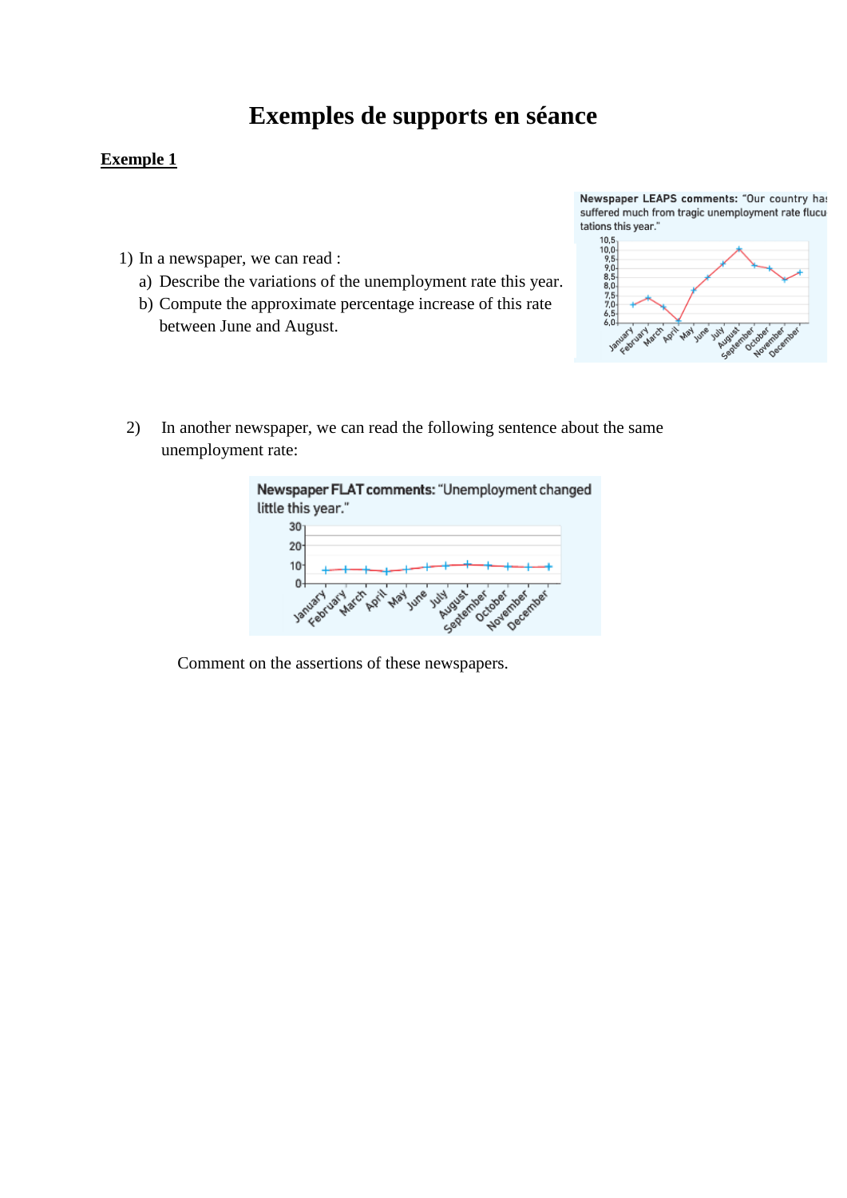# Exemples de supports en séance

## Exemple 1

1) In a newspaper, we can read :
   a) Describe the variations of the unemployment rate this year.
   b) Compute the approximate percentage increase of this rate between June and August.

Newspaper LEAPS comments: "Our country has suffered much from tragic unemployment rate flucutations this year."

2) In another newspaper, we can read the following sentence about the same unemployment rate:

Newspaper FLAT comments: "Unemployment changed little this year."

Comment on the assertions of these newspapers.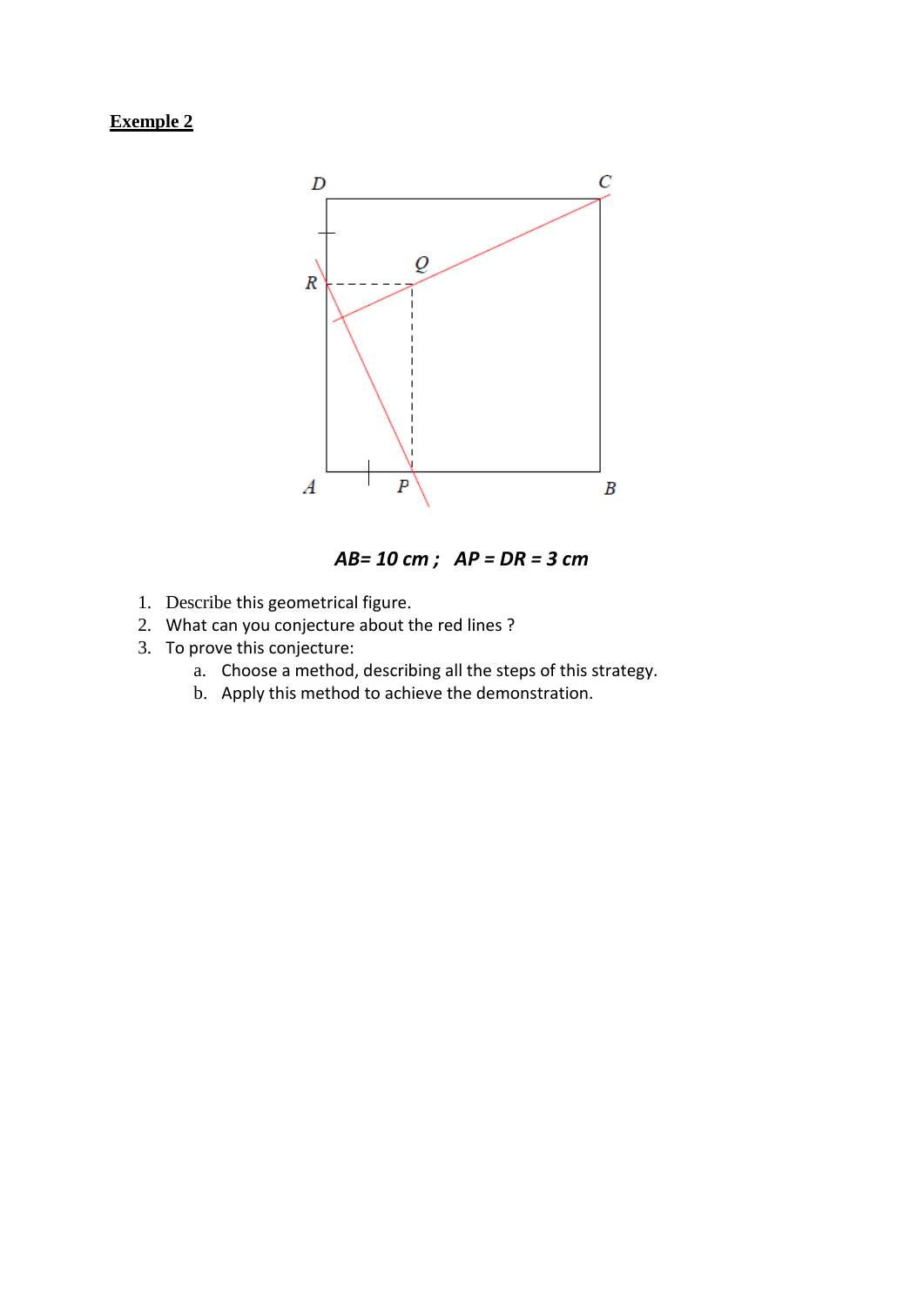**Exemple 2**

***AB= 10 cm ;   AP = DR = 3 cm***

1. Describe this geometrical figure.
2. What can you conjecture about the red lines ?
3. To prove this conjecture:
   a. Choose a method, describing all the steps of this strategy.
   b. Apply this method to achieve the demonstration.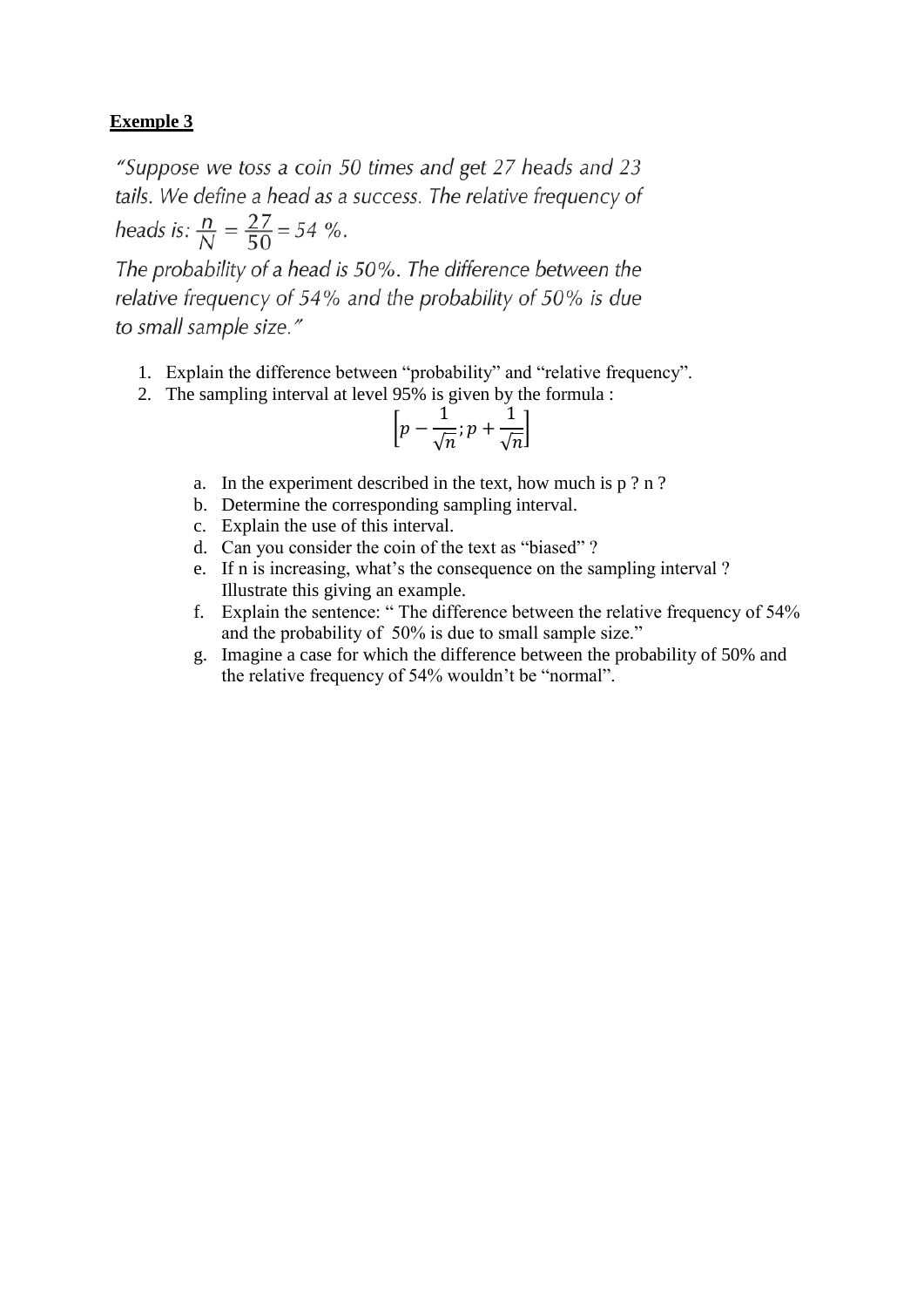**Exemple 3**

*"Suppose we toss a coin 50 times and get 27 heads and 23 tails. We define a head as a success. The relative frequency of heads is:* $\frac{n}{N} = \frac{27}{50} = 54\ \%$*.*

*The probability of a head is 50%. The difference between the relative frequency of 54% and the probability of 50% is due to small sample size."*

1. Explain the difference between "probability" and "relative frequency".
2. The sampling interval at level 95% is given by the formula :

$$\left[p - \frac{1}{\sqrt{n}}; p + \frac{1}{\sqrt{n}}\right]$$

   a. In the experiment described in the text, how much is p ? n ?
   b. Determine the corresponding sampling interval.
   c. Explain the use of this interval.
   d. Can you consider the coin of the text as "biased" ?
   e. If n is increasing, what's the consequence on the sampling interval ? Illustrate this giving an example.
   f. Explain the sentence: " The difference between the relative frequency of 54% and the probability of 50% is due to small sample size."
   g. Imagine a case for which the difference between the probability of 50% and the relative frequency of 54% wouldn't be "normal".